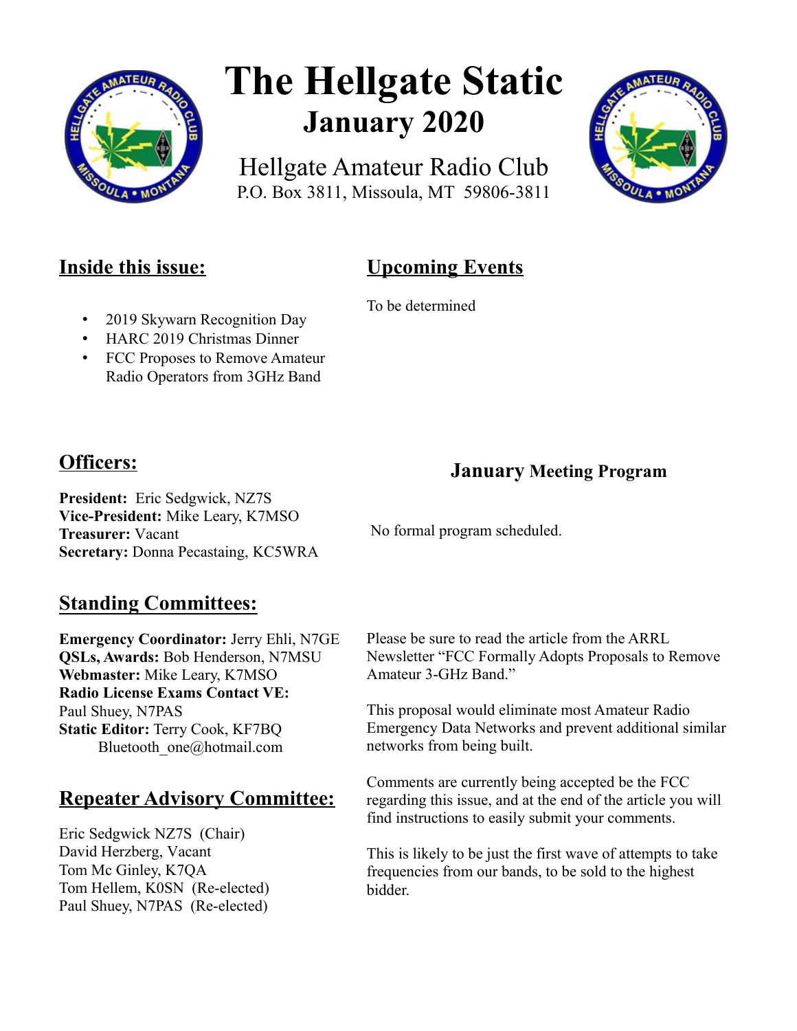# The Hellgate Static

## January 2020

Hellgate Amateur Radio Club
P.O. Box 3811, Missoula, MT 59806-3811

## Inside this issue:

- 2019 Skywarn Recognition Day
- HARC 2019 Christmas Dinner
- FCC Proposes to Remove Amateur Radio Operators from 3GHz Band

## Upcoming Events

To be determined

## Officers:

**President:** Eric Sedgwick, NZ7S
**Vice-President:** Mike Leary, K7MSO
**Treasurer:** Vacant
**Secretary:** Donna Pecastaing, KC5WRA

### January Meeting Program

No formal program scheduled.

## Standing Committees:

**Emergency Coordinator:** Jerry Ehli, N7GE
**QSLs, Awards:** Bob Henderson, N7MSU
**Webmaster:** Mike Leary, K7MSO
**Radio License Exams Contact VE:** Paul Shuey, N7PAS
**Static Editor:** Terry Cook, KF7BQ
Bluetooth_one@hotmail.com

## Repeater Advisory Committee:

Eric Sedgwick NZ7S (Chair)
David Herzberg, Vacant
Tom Mc Ginley, K7QA
Tom Hellem, K0SN (Re-elected)
Paul Shuey, N7PAS (Re-elected)

Please be sure to read the article from the ARRL Newsletter "FCC Formally Adopts Proposals to Remove Amateur 3-GHz Band."

This proposal would eliminate most Amateur Radio Emergency Data Networks and prevent additional similar networks from being built.

Comments are currently being accepted be the FCC regarding this issue, and at the end of the article you will find instructions to easily submit your comments.

This is likely to be just the first wave of attempts to take frequencies from our bands, to be sold to the highest bidder.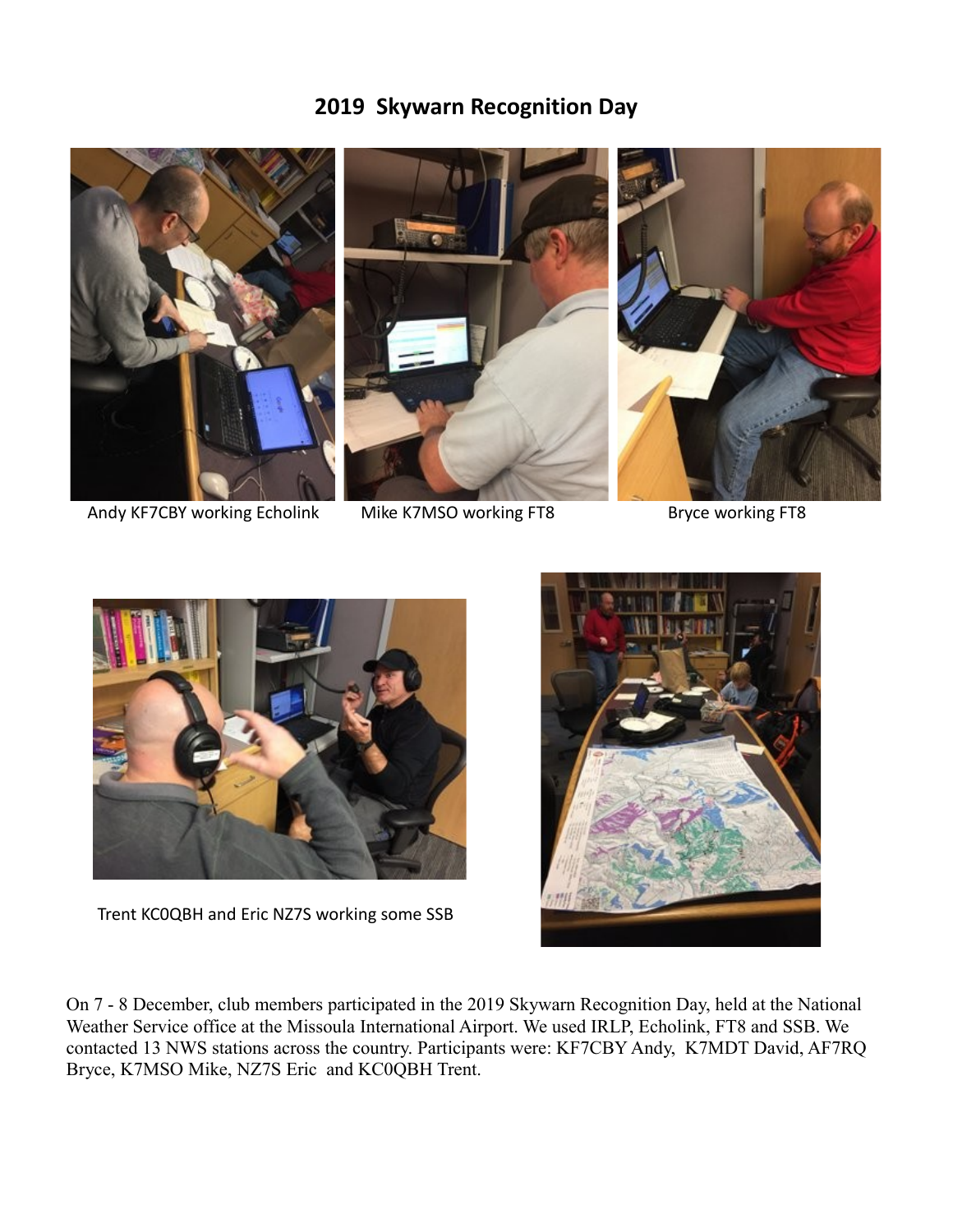# 2019 Skywarn Recognition Day

Andy KF7CBY working Echolink

Mike K7MSO working FT8

Bryce working FT8

Trent KC0QBH and Eric NZ7S working some SSB

On 7 - 8 December, club members participated in the 2019 Skywarn Recognition Day, held at the National Weather Service office at the Missoula International Airport. We used IRLP, Echolink, FT8 and SSB. We contacted 13 NWS stations across the country. Participants were: KF7CBY Andy, K7MDT David, AF7RQ Bryce, K7MSO Mike, NZ7S Eric and KC0QBH Trent.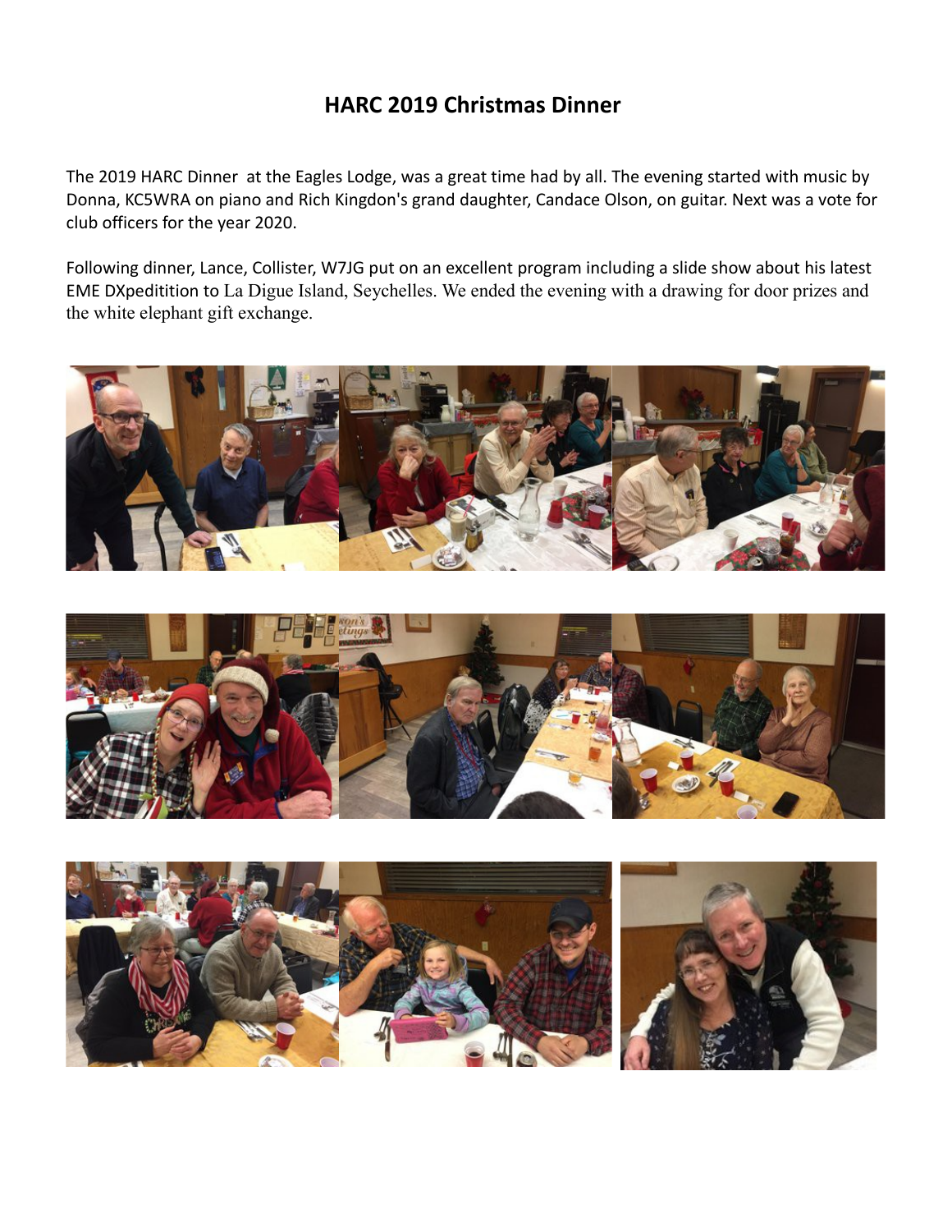# HARC 2019 Christmas Dinner

The 2019 HARC Dinner at the Eagles Lodge, was a great time had by all. The evening started with music by Donna, KC5WRA on piano and Rich Kingdon's grand daughter, Candace Olson, on guitar. Next was a vote for club officers for the year 2020.

Following dinner, Lance, Collister, W7JG put on an excellent program including a slide show about his latest EME DXpeditition to La Digue Island, Seychelles. We ended the evening with a drawing for door prizes and the white elephant gift exchange.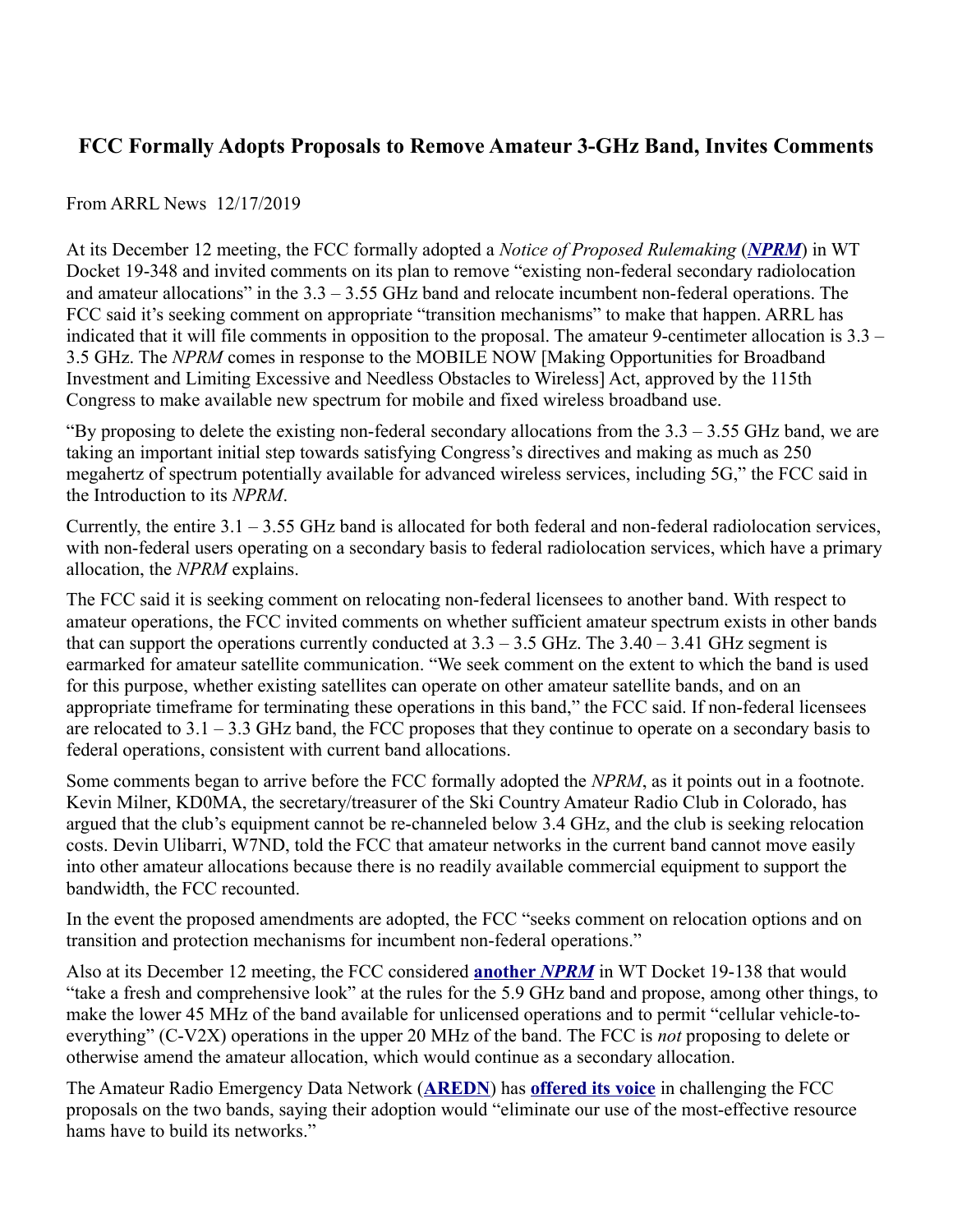## FCC Formally Adopts Proposals to Remove Amateur 3-GHz Band, Invites Comments

From ARRL News 12/17/2019

At its December 12 meeting, the FCC formally adopted a *Notice of Proposed Rulemaking* (***NPRM***) in WT Docket 19-348 and invited comments on its plan to remove "existing non-federal secondary radiolocation and amateur allocations" in the 3.3 – 3.55 GHz band and relocate incumbent non-federal operations. The FCC said it's seeking comment on appropriate "transition mechanisms" to make that happen. ARRL has indicated that it will file comments in opposition to the proposal. The amateur 9-centimeter allocation is 3.3 – 3.5 GHz. The *NPRM* comes in response to the MOBILE NOW [Making Opportunities for Broadband Investment and Limiting Excessive and Needless Obstacles to Wireless] Act, approved by the 115th Congress to make available new spectrum for mobile and fixed wireless broadband use.

"By proposing to delete the existing non-federal secondary allocations from the 3.3 – 3.55 GHz band, we are taking an important initial step towards satisfying Congress's directives and making as much as 250 megahertz of spectrum potentially available for advanced wireless services, including 5G," the FCC said in the Introduction to its *NPRM*.

Currently, the entire 3.1 – 3.55 GHz band is allocated for both federal and non-federal radiolocation services, with non-federal users operating on a secondary basis to federal radiolocation services, which have a primary allocation, the *NPRM* explains.

The FCC said it is seeking comment on relocating non-federal licensees to another band. With respect to amateur operations, the FCC invited comments on whether sufficient amateur spectrum exists in other bands that can support the operations currently conducted at 3.3 – 3.5 GHz. The 3.40 – 3.41 GHz segment is earmarked for amateur satellite communication. "We seek comment on the extent to which the band is used for this purpose, whether existing satellites can operate on other amateur satellite bands, and on an appropriate timeframe for terminating these operations in this band," the FCC said. If non-federal licensees are relocated to 3.1 – 3.3 GHz band, the FCC proposes that they continue to operate on a secondary basis to federal operations, consistent with current band allocations.

Some comments began to arrive before the FCC formally adopted the *NPRM*, as it points out in a footnote. Kevin Milner, KD0MA, the secretary/treasurer of the Ski Country Amateur Radio Club in Colorado, has argued that the club's equipment cannot be re-channeled below 3.4 GHz, and the club is seeking relocation costs. Devin Ulibarri, W7ND, told the FCC that amateur networks in the current band cannot move easily into other amateur allocations because there is no readily available commercial equipment to support the bandwidth, the FCC recounted.

In the event the proposed amendments are adopted, the FCC "seeks comment on relocation options and on transition and protection mechanisms for incumbent non-federal operations."

Also at its December 12 meeting, the FCC considered **another *NPRM*** in WT Docket 19-138 that would "take a fresh and comprehensive look" at the rules for the 5.9 GHz band and propose, among other things, to make the lower 45 MHz of the band available for unlicensed operations and to permit "cellular vehicle-to-everything" (C-V2X) operations in the upper 20 MHz of the band. The FCC is *not* proposing to delete or otherwise amend the amateur allocation, which would continue as a secondary allocation.

The Amateur Radio Emergency Data Network (**AREDN**) has **offered its voice** in challenging the FCC proposals on the two bands, saying their adoption would "eliminate our use of the most-effective resource hams have to build its networks."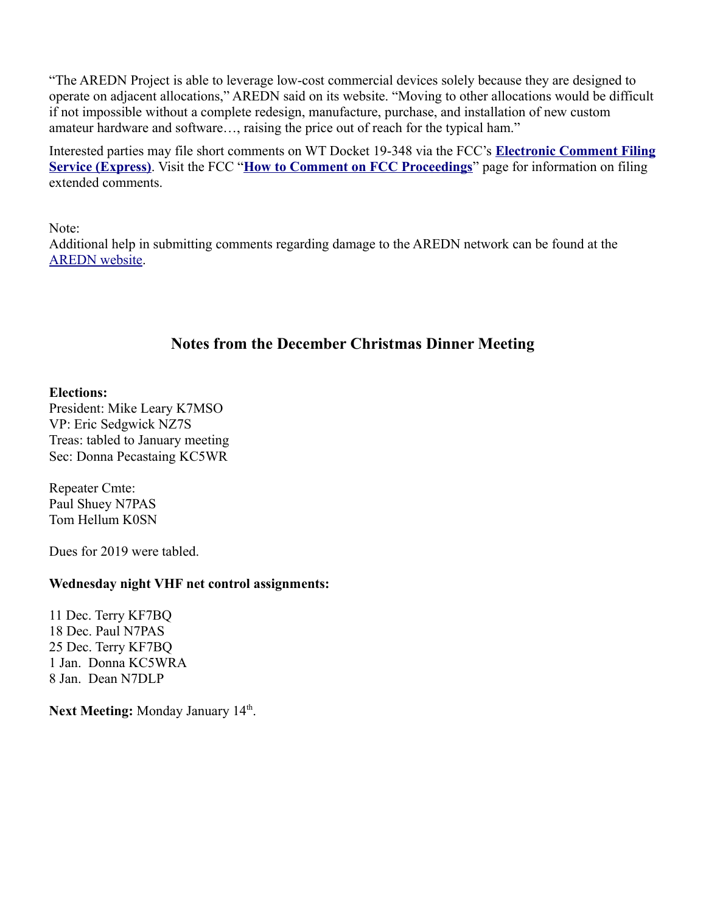"The AREDN Project is able to leverage low-cost commercial devices solely because they are designed to operate on adjacent allocations," AREDN said on its website. "Moving to other allocations would be difficult if not impossible without a complete redesign, manufacture, purchase, and installation of new custom amateur hardware and software…, raising the price out of reach for the typical ham."

Interested parties may file short comments on WT Docket 19-348 via the FCC's **Electronic Comment Filing Service (Express)**. Visit the FCC "**How to Comment on FCC Proceedings**" page for information on filing extended comments.

Note:
Additional help in submitting comments regarding damage to the AREDN network can be found at the AREDN website.

## Notes from the December Christmas Dinner Meeting

**Elections:**
President: Mike Leary K7MSO
VP: Eric Sedgwick NZ7S
Treas: tabled to January meeting
Sec: Donna Pecastaing KC5WR

Repeater Cmte:
Paul Shuey N7PAS
Tom Hellum K0SN

Dues for 2019 were tabled.

**Wednesday night VHF net control assignments:**

11 Dec. Terry KF7BQ
18 Dec. Paul N7PAS
25 Dec. Terry KF7BQ
1 Jan. Donna KC5WRA
8 Jan. Dean N7DLP

**Next Meeting:** Monday January 14th.